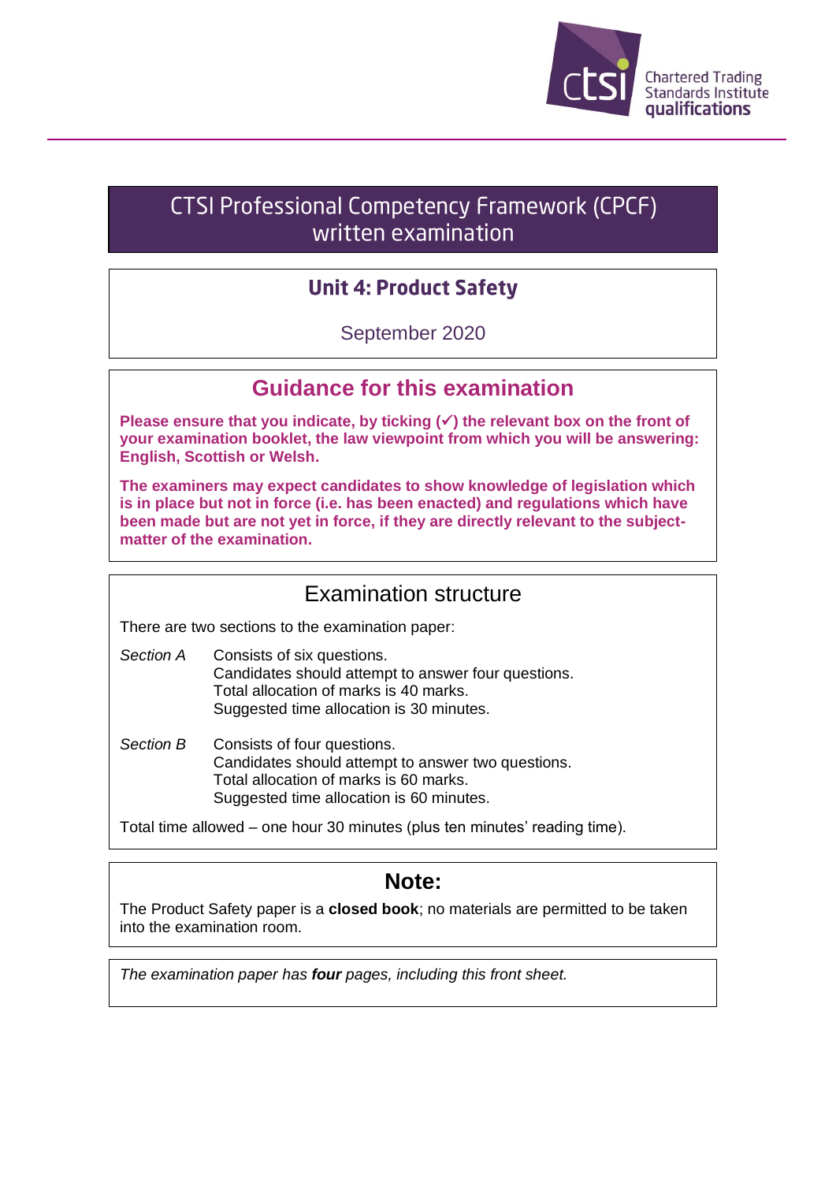Chartered Trading Standards Institute qualifications

# CTSI Professional Competency Framework (CPCF) written examination

## Unit 4: Product Safety

September 2020

## Guidance for this examination

**Please ensure that you indicate, by ticking (✓) the relevant box on the front of your examination booklet, the law viewpoint from which you will be answering: English, Scottish or Welsh.**

**The examiners may expect candidates to show knowledge of legislation which is in place but not in force (i.e. has been enacted) and regulations which have been made but are not yet in force, if they are directly relevant to the subject-matter of the examination.**

## Examination structure

There are two sections to the examination paper:

*Section A* Consists of six questions.
Candidates should attempt to answer four questions.
Total allocation of marks is 40 marks.
Suggested time allocation is 30 minutes.

*Section B* Consists of four questions.
Candidates should attempt to answer two questions.
Total allocation of marks is 60 marks.
Suggested time allocation is 60 minutes.

Total time allowed – one hour 30 minutes (plus ten minutes' reading time).

## Note:

The Product Safety paper is a **closed book**; no materials are permitted to be taken into the examination room.

*The examination paper has **four** pages, including this front sheet.*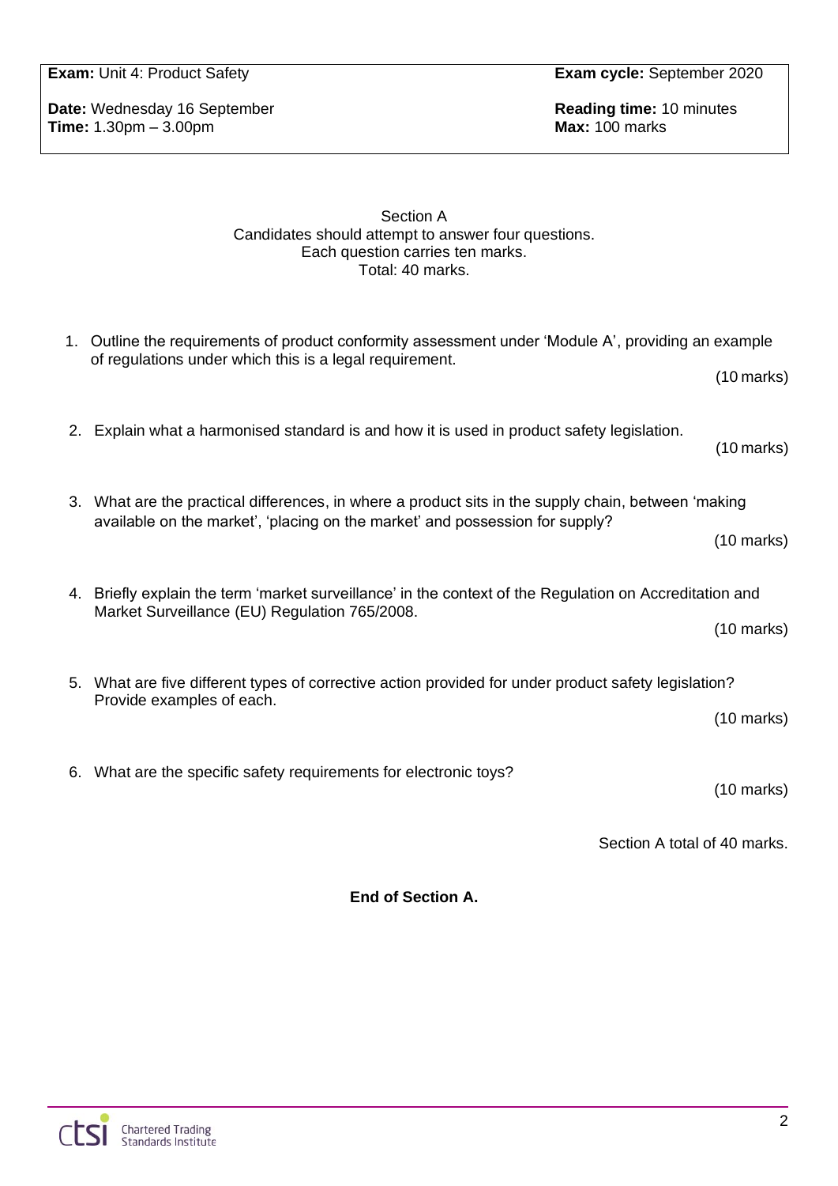| **Exam:** Unit 4: Product Safety | **Exam cycle:** September 2020 |
| --- | --- |
| **Date:** Wednesday 16 September<br>**Time:** 1.30pm – 3.00pm | **Reading time:** 10 minutes<br>**Max:** 100 marks |

## Section A

Candidates should attempt to answer four questions.
Each question carries ten marks.
Total: 40 marks.

1. Outline the requirements of product conformity assessment under 'Module A', providing an example of regulations under which this is a legal requirement.

   (10 marks)

2. Explain what a harmonised standard is and how it is used in product safety legislation.

   (10 marks)

3. What are the practical differences, in where a product sits in the supply chain, between 'making available on the market', 'placing on the market' and possession for supply?

   (10 marks)

4. Briefly explain the term 'market surveillance' in the context of the Regulation on Accreditation and Market Surveillance (EU) Regulation 765/2008.

   (10 marks)

5. What are five different types of corrective action provided for under product safety legislation? Provide examples of each.

   (10 marks)

6. What are the specific safety requirements for electronic toys?

   (10 marks)

Section A total of 40 marks.

**End of Section A.**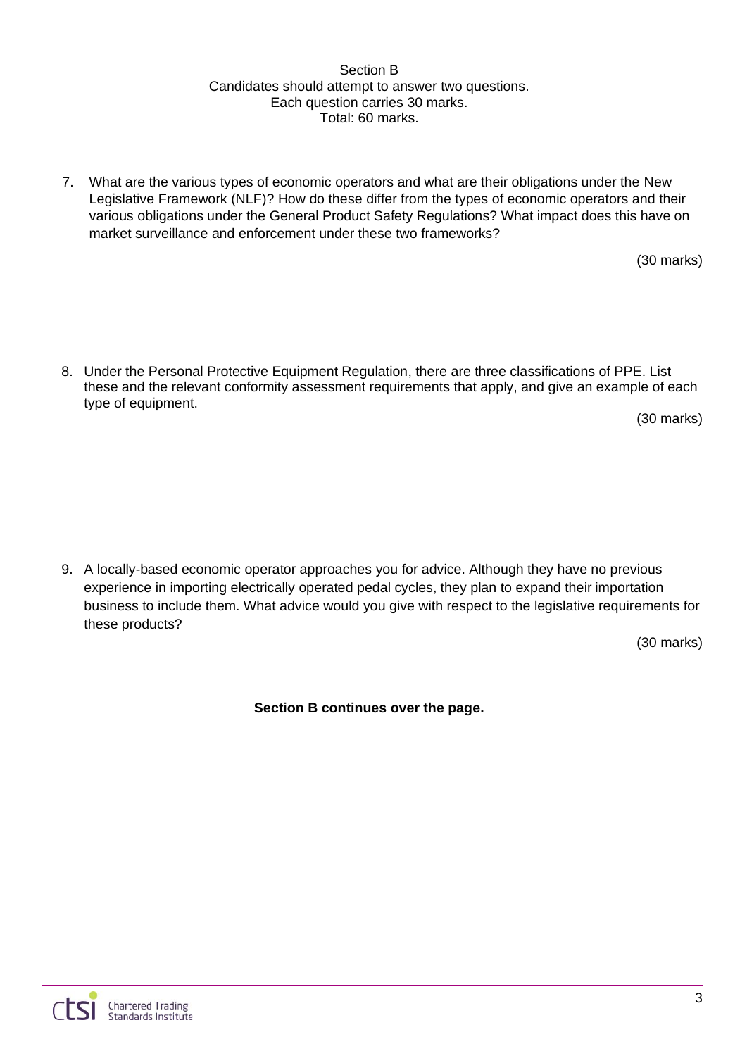Section B
Candidates should attempt to answer two questions.
Each question carries 30 marks.
Total: 60 marks.

7. What are the various types of economic operators and what are their obligations under the New Legislative Framework (NLF)? How do these differ from the types of economic operators and their various obligations under the General Product Safety Regulations? What impact does this have on market surveillance and enforcement under these two frameworks?

(30 marks)

8. Under the Personal Protective Equipment Regulation, there are three classifications of PPE. List these and the relevant conformity assessment requirements that apply, and give an example of each type of equipment.

(30 marks)

9. A locally-based economic operator approaches you for advice. Although they have no previous experience in importing electrically operated pedal cycles, they plan to expand their importation business to include them. What advice would you give with respect to the legislative requirements for these products?

(30 marks)

**Section B continues over the page.**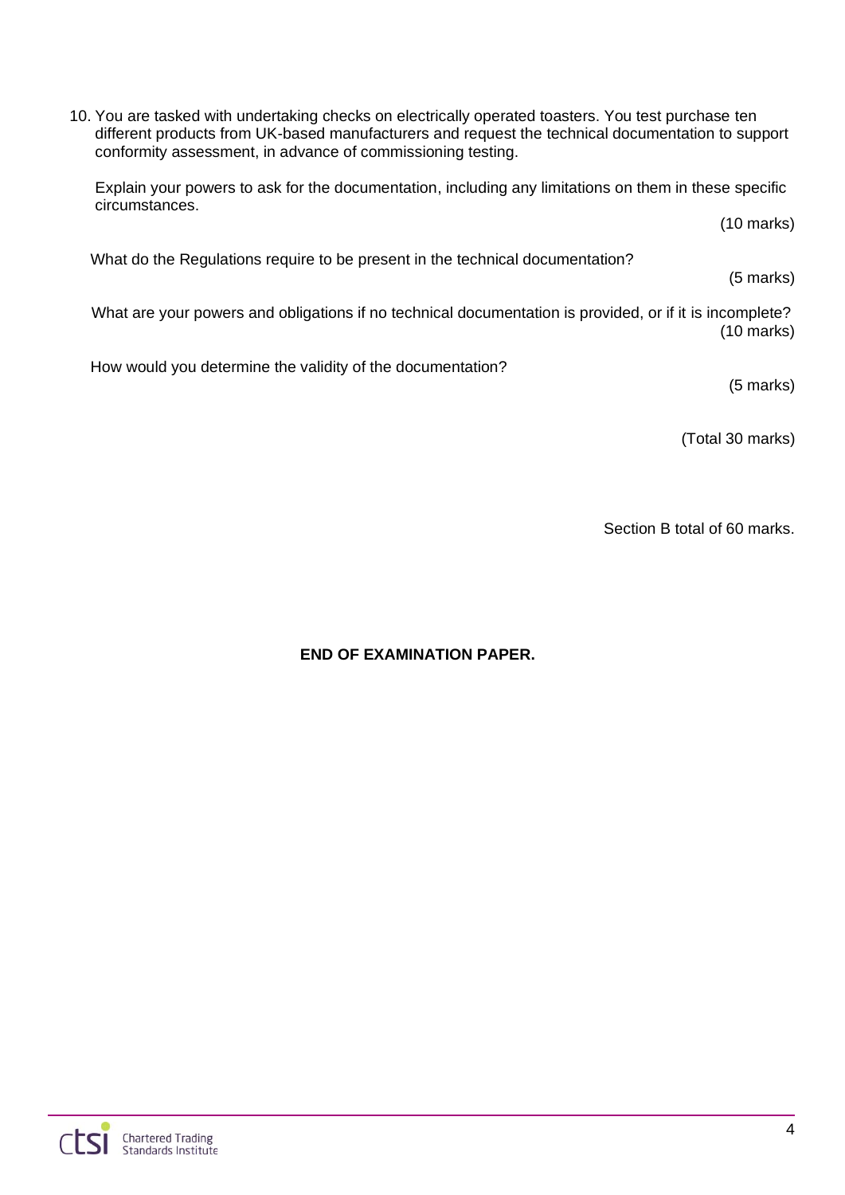10. You are tasked with undertaking checks on electrically operated toasters. You test purchase ten different products from UK-based manufacturers and request the technical documentation to support conformity assessment, in advance of commissioning testing.

    Explain your powers to ask for the documentation, including any limitations on them in these specific circumstances.

    (10 marks)

    What do the Regulations require to be present in the technical documentation?

    (5 marks)

    What are your powers and obligations if no technical documentation is provided, or if it is incomplete?

    (10 marks)

    How would you determine the validity of the documentation?

    (5 marks)

    (Total 30 marks)

Section B total of 60 marks.

**END OF EXAMINATION PAPER.**